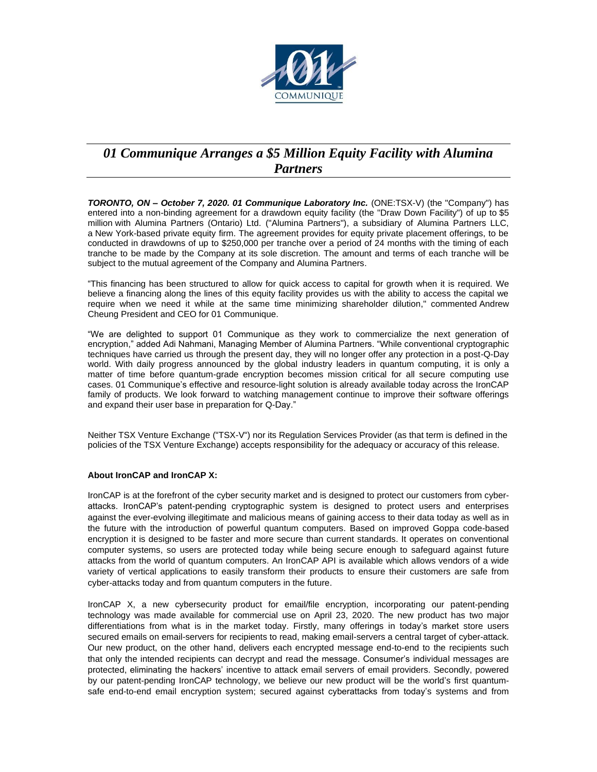# *01 Communique Arranges a $5 Million Equity Facility with Alumina Partners*

***TORONTO, ON – October 7, 2020. 01 Communique Laboratory Inc.*** (ONE:TSX-V) (the "Company") has entered into a non-binding agreement for a drawdown equity facility (the "Draw Down Facility") of up to $5 million with Alumina Partners (Ontario) Ltd. ("Alumina Partners"), a subsidiary of Alumina Partners LLC, a New York-based private equity firm. The agreement provides for equity private placement offerings, to be conducted in drawdowns of up to $250,000 per tranche over a period of 24 months with the timing of each tranche to be made by the Company at its sole discretion. The amount and terms of each tranche will be subject to the mutual agreement of the Company and Alumina Partners.

"This financing has been structured to allow for quick access to capital for growth when it is required. We believe a financing along the lines of this equity facility provides us with the ability to access the capital we require when we need it while at the same time minimizing shareholder dilution," commented Andrew Cheung President and CEO for 01 Communique.

"We are delighted to support 01 Communique as they work to commercialize the next generation of encryption," added Adi Nahmani, Managing Member of Alumina Partners. "While conventional cryptographic techniques have carried us through the present day, they will no longer offer any protection in a post-Q-Day world. With daily progress announced by the global industry leaders in quantum computing, it is only a matter of time before quantum-grade encryption becomes mission critical for all secure computing use cases. 01 Communique's effective and resource-light solution is already available today across the IronCAP family of products. We look forward to watching management continue to improve their software offerings and expand their user base in preparation for Q-Day."

Neither TSX Venture Exchange ("TSX-V") nor its Regulation Services Provider (as that term is defined in the policies of the TSX Venture Exchange) accepts responsibility for the adequacy or accuracy of this release.

**About IronCAP and IronCAP X:**

IronCAP is at the forefront of the cyber security market and is designed to protect our customers from cyber-attacks. IronCAP's patent-pending cryptographic system is designed to protect users and enterprises against the ever-evolving illegitimate and malicious means of gaining access to their data today as well as in the future with the introduction of powerful quantum computers. Based on improved Goppa code-based encryption it is designed to be faster and more secure than current standards. It operates on conventional computer systems, so users are protected today while being secure enough to safeguard against future attacks from the world of quantum computers. An IronCAP API is available which allows vendors of a wide variety of vertical applications to easily transform their products to ensure their customers are safe from cyber-attacks today and from quantum computers in the future.

IronCAP X, a new cybersecurity product for email/file encryption, incorporating our patent-pending technology was made available for commercial use on April 23, 2020. The new product has two major differentiations from what is in the market today. Firstly, many offerings in today's market store users secured emails on email-servers for recipients to read, making email-servers a central target of cyber-attack. Our new product, on the other hand, delivers each encrypted message end-to-end to the recipients such that only the intended recipients can decrypt and read the message. Consumer's individual messages are protected, eliminating the hackers' incentive to attack email servers of email providers. Secondly, powered by our patent-pending IronCAP technology, we believe our new product will be the world's first quantum-safe end-to-end email encryption system; secured against cyberattacks from today's systems and from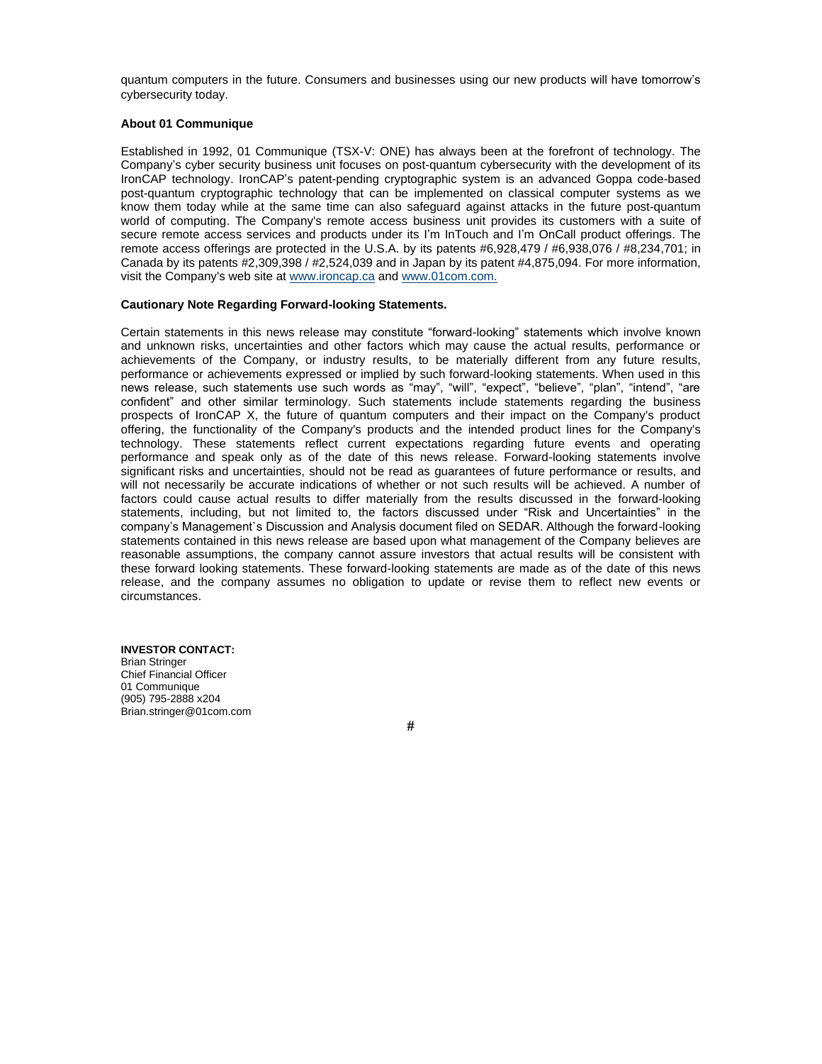quantum computers in the future. Consumers and businesses using our new products will have tomorrow's cybersecurity today.

**About 01 Communique**

Established in 1992, 01 Communique (TSX-V: ONE) has always been at the forefront of technology. The Company's cyber security business unit focuses on post-quantum cybersecurity with the development of its IronCAP technology. IronCAP's patent-pending cryptographic system is an advanced Goppa code-based post-quantum cryptographic technology that can be implemented on classical computer systems as we know them today while at the same time can also safeguard against attacks in the future post-quantum world of computing. The Company's remote access business unit provides its customers with a suite of secure remote access services and products under its I'm InTouch and I'm OnCall product offerings. The remote access offerings are protected in the U.S.A. by its patents #6,928,479 / #6,938,076 / #8,234,701; in Canada by its patents #2,309,398 / #2,524,039 and in Japan by its patent #4,875,094. For more information, visit the Company's web site at www.ironcap.ca and www.01com.com.

**Cautionary Note Regarding Forward-looking Statements.**

Certain statements in this news release may constitute "forward-looking" statements which involve known and unknown risks, uncertainties and other factors which may cause the actual results, performance or achievements of the Company, or industry results, to be materially different from any future results, performance or achievements expressed or implied by such forward-looking statements. When used in this news release, such statements use such words as "may", "will", "expect", "believe", "plan", "intend", "are confident" and other similar terminology. Such statements include statements regarding the business prospects of IronCAP X, the future of quantum computers and their impact on the Company's product offering, the functionality of the Company's products and the intended product lines for the Company's technology. These statements reflect current expectations regarding future events and operating performance and speak only as of the date of this news release. Forward-looking statements involve significant risks and uncertainties, should not be read as guarantees of future performance or results, and will not necessarily be accurate indications of whether or not such results will be achieved. A number of factors could cause actual results to differ materially from the results discussed in the forward-looking statements, including, but not limited to, the factors discussed under "Risk and Uncertainties" in the company's Management`s Discussion and Analysis document filed on SEDAR. Although the forward-looking statements contained in this news release are based upon what management of the Company believes are reasonable assumptions, the company cannot assure investors that actual results will be consistent with these forward looking statements. These forward-looking statements are made as of the date of this news release, and the company assumes no obligation to update or revise them to reflect new events or circumstances.

**INVESTOR CONTACT:**
Brian Stringer
Chief Financial Officer
01 Communique
(905) 795-2888 x204
Brian.stringer@01com.com

#